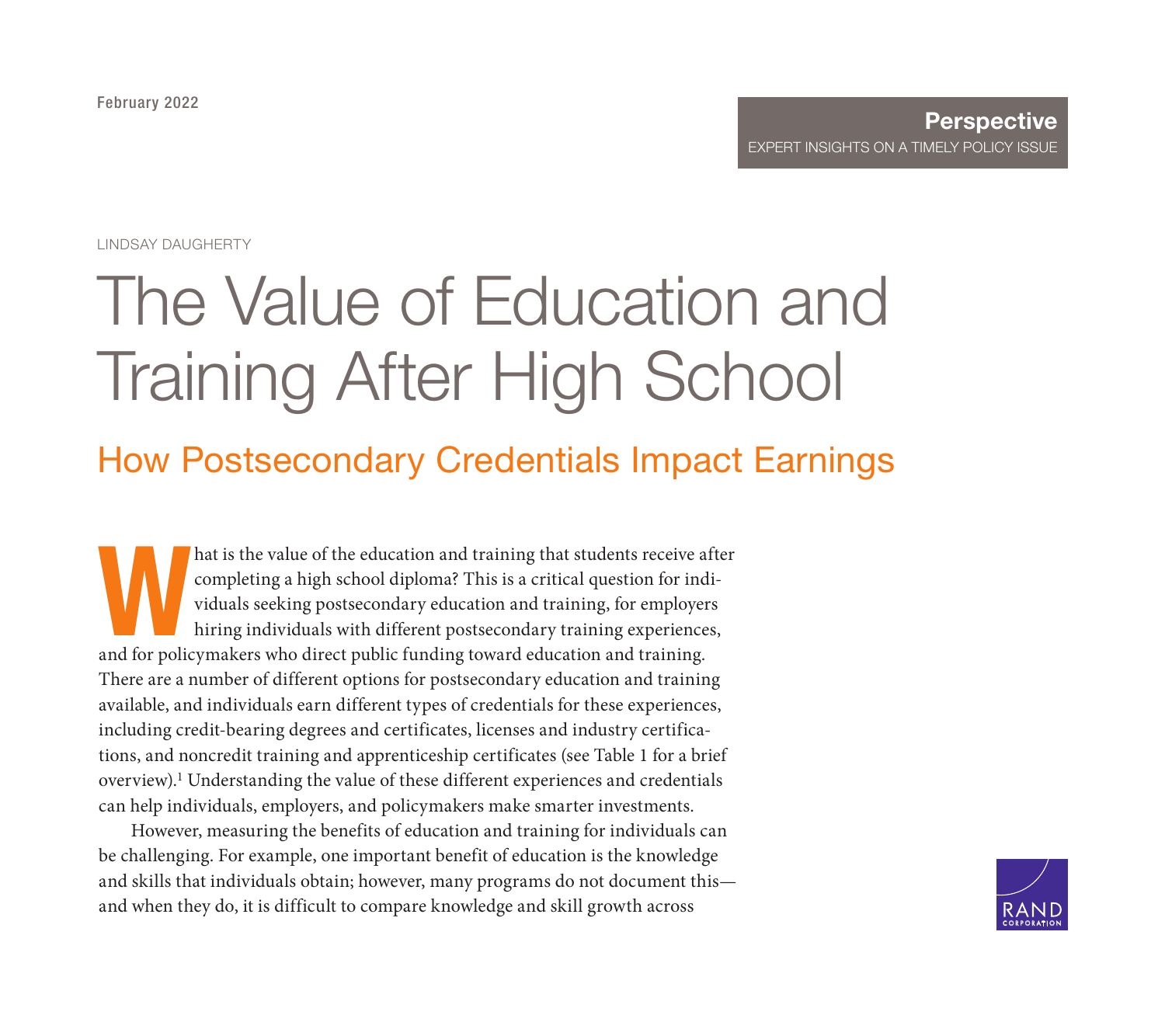February 2022

**Perspective**
EXPERT INSIGHTS ON A TIMELY POLICY ISSUE

LINDSAY DAUGHERTY

# The Value of Education and Training After High School

## How Postsecondary Credentials Impact Earnings

What is the value of the education and training that students receive after completing a high school diploma? This is a critical question for individuals seeking postsecondary education and training, for employers hiring individuals with different postsecondary training experiences, and for policymakers who direct public funding toward education and training. There are a number of different options for postsecondary education and training available, and individuals earn different types of credentials for these experiences, including credit-bearing degrees and certificates, licenses and industry certifications, and noncredit training and apprenticeship certificates (see Table 1 for a brief overview).[1] Understanding the value of these different experiences and credentials can help individuals, employers, and policymakers make smarter investments.

However, measuring the benefits of education and training for individuals can be challenging. For example, one important benefit of education is the knowledge and skills that individuals obtain; however, many programs do not document this—and when they do, it is difficult to compare knowledge and skill growth across

RAND CORPORATION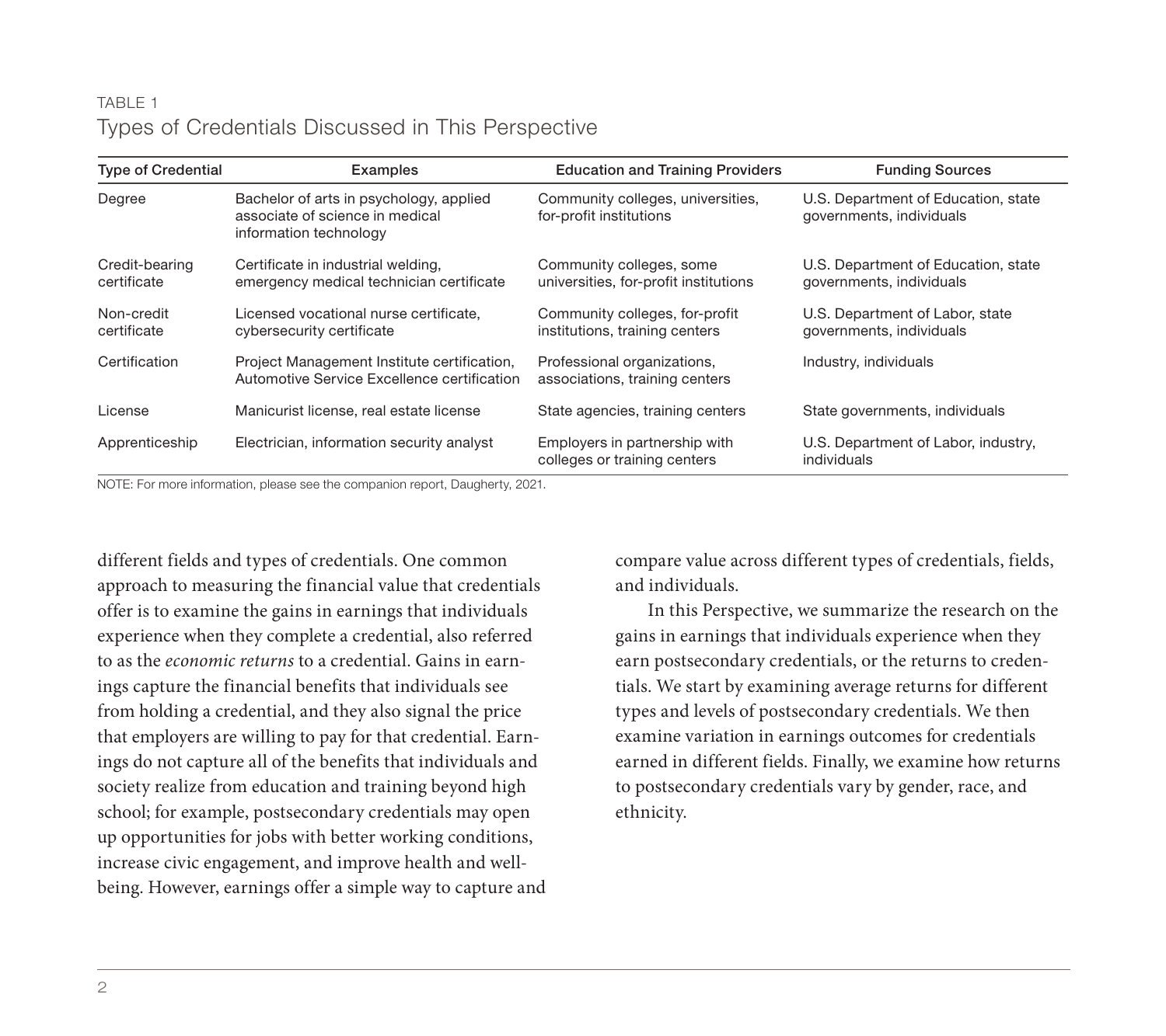TABLE 1

Types of Credentials Discussed in This Perspective

| Type of Credential | Examples | Education and Training Providers | Funding Sources |
|---|---|---|---|
| Degree | Bachelor of arts in psychology, applied associate of science in medical information technology | Community colleges, universities, for-profit institutions | U.S. Department of Education, state governments, individuals |
| Credit-bearing certificate | Certificate in industrial welding, emergency medical technician certificate | Community colleges, some universities, for-profit institutions | U.S. Department of Education, state governments, individuals |
| Non-credit certificate | Licensed vocational nurse certificate, cybersecurity certificate | Community colleges, for-profit institutions, training centers | U.S. Department of Labor, state governments, individuals |
| Certification | Project Management Institute certification, Automotive Service Excellence certification | Professional organizations, associations, training centers | Industry, individuals |
| License | Manicurist license, real estate license | State agencies, training centers | State governments, individuals |
| Apprenticeship | Electrician, information security analyst | Employers in partnership with colleges or training centers | U.S. Department of Labor, industry, individuals |

NOTE: For more information, please see the companion report, Daugherty, 2021.

different fields and types of credentials. One common approach to measuring the financial value that credentials offer is to examine the gains in earnings that individuals experience when they complete a credential, also referred to as the *economic returns* to a credential. Gains in earnings capture the financial benefits that individuals see from holding a credential, and they also signal the price that employers are willing to pay for that credential. Earnings do not capture all of the benefits that individuals and society realize from education and training beyond high school; for example, postsecondary credentials may open up opportunities for jobs with better working conditions, increase civic engagement, and improve health and well-being. However, earnings offer a simple way to capture and compare value across different types of credentials, fields, and individuals.

In this Perspective, we summarize the research on the gains in earnings that individuals experience when they earn postsecondary credentials, or the returns to credentials. We start by examining average returns for different types and levels of postsecondary credentials. We then examine variation in earnings outcomes for credentials earned in different fields. Finally, we examine how returns to postsecondary credentials vary by gender, race, and ethnicity.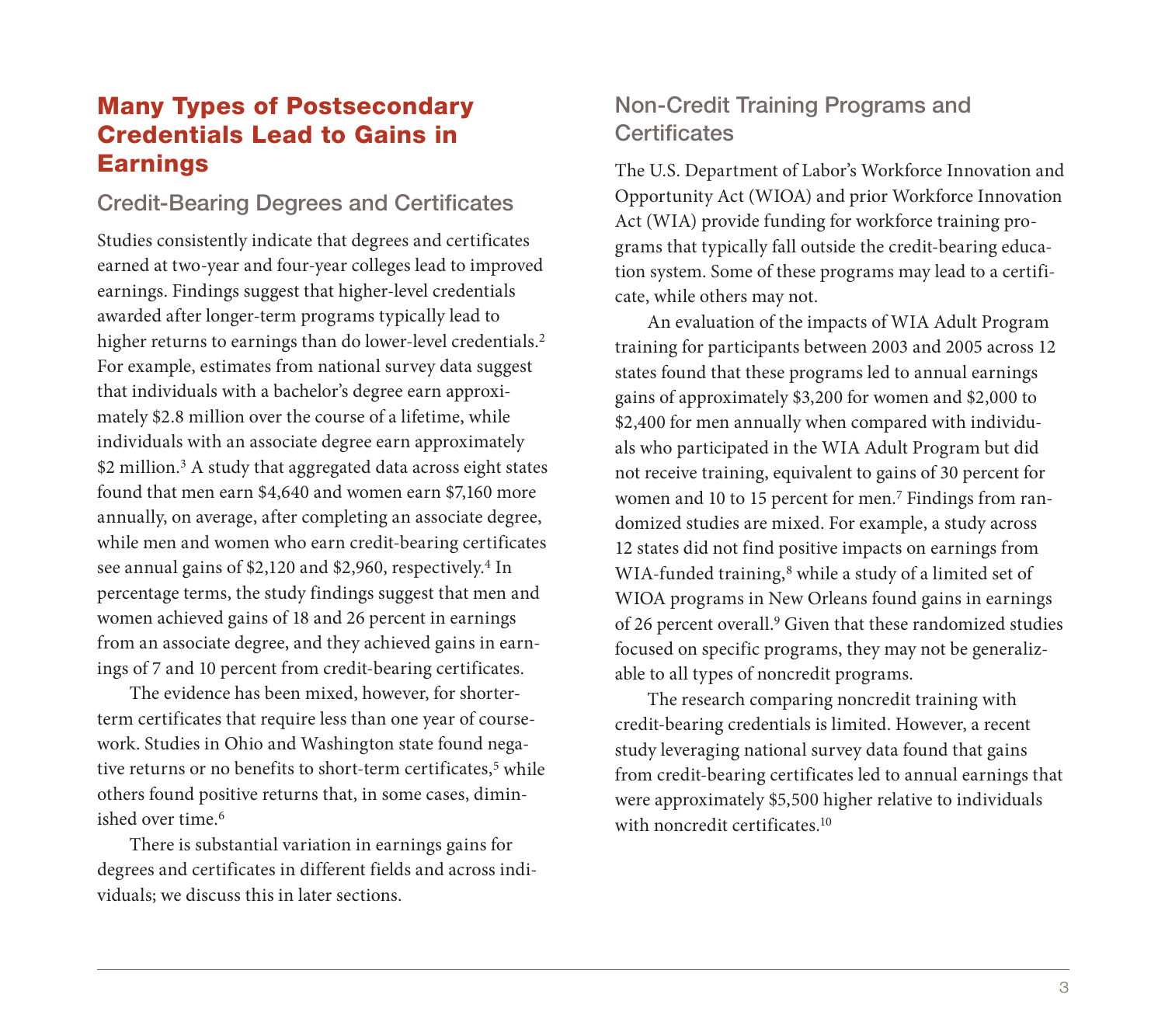## Many Types of Postsecondary Credentials Lead to Gains in Earnings

### Credit-Bearing Degrees and Certificates

Studies consistently indicate that degrees and certificates earned at two-year and four-year colleges lead to improved earnings. Findings suggest that higher-level credentials awarded after longer-term programs typically lead to higher returns to earnings than do lower-level credentials.[2] For example, estimates from national survey data suggest that individuals with a bachelor's degree earn approximately $2.8 million over the course of a lifetime, while individuals with an associate degree earn approximately $2 million.[3] A study that aggregated data across eight states found that men earn $4,640 and women earn $7,160 more annually, on average, after completing an associate degree, while men and women who earn credit-bearing certificates see annual gains of $2,120 and $2,960, respectively.[4] In percentage terms, the study findings suggest that men and women achieved gains of 18 and 26 percent in earnings from an associate degree, and they achieved gains in earnings of 7 and 10 percent from credit-bearing certificates.

The evidence has been mixed, however, for shorter-term certificates that require less than one year of coursework. Studies in Ohio and Washington state found negative returns or no benefits to short-term certificates,[5] while others found positive returns that, in some cases, diminished over time.[6]

There is substantial variation in earnings gains for degrees and certificates in different fields and across individuals; we discuss this in later sections.

### Non-Credit Training Programs and Certificates

The U.S. Department of Labor's Workforce Innovation and Opportunity Act (WIOA) and prior Workforce Innovation Act (WIA) provide funding for workforce training programs that typically fall outside the credit-bearing education system. Some of these programs may lead to a certificate, while others may not.

An evaluation of the impacts of WIA Adult Program training for participants between 2003 and 2005 across 12 states found that these programs led to annual earnings gains of approximately $3,200 for women and $2,000 to $2,400 for men annually when compared with individuals who participated in the WIA Adult Program but did not receive training, equivalent to gains of 30 percent for women and 10 to 15 percent for men.[7] Findings from randomized studies are mixed. For example, a study across 12 states did not find positive impacts on earnings from WIA-funded training,[8] while a study of a limited set of WIOA programs in New Orleans found gains in earnings of 26 percent overall.[9] Given that these randomized studies focused on specific programs, they may not be generalizable to all types of noncredit programs.

The research comparing noncredit training with credit-bearing credentials is limited. However, a recent study leveraging national survey data found that gains from credit-bearing certificates led to annual earnings that were approximately $5,500 higher relative to individuals with noncredit certificates.[10]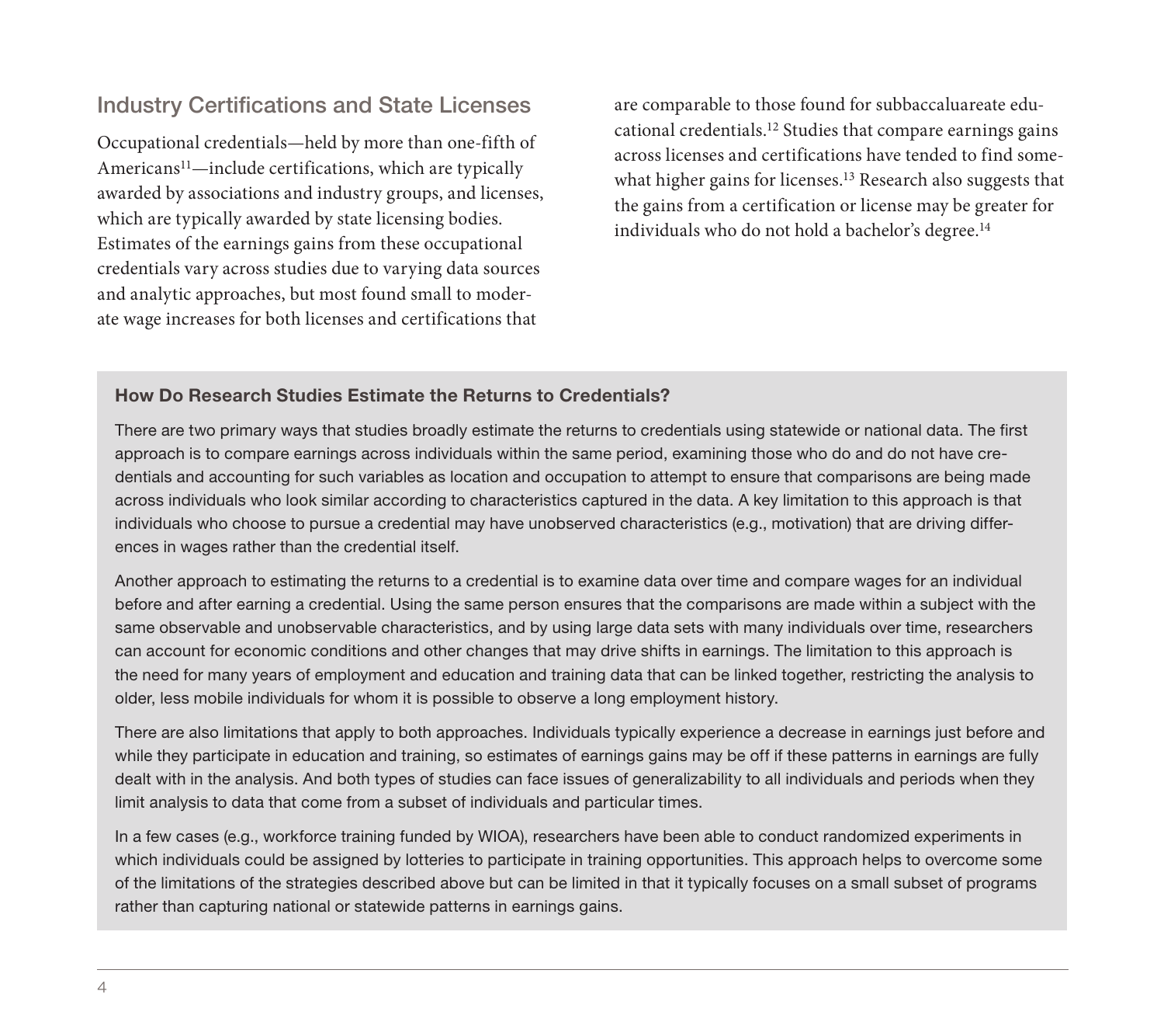## Industry Certifications and State Licenses

Occupational credentials—held by more than one-fifth of Americans[11]—include certifications, which are typically awarded by associations and industry groups, and licenses, which are typically awarded by state licensing bodies. Estimates of the earnings gains from these occupational credentials vary across studies due to varying data sources and analytic approaches, but most found small to moderate wage increases for both licenses and certifications that are comparable to those found for subbaccaluareate educational credentials.[12] Studies that compare earnings gains across licenses and certifications have tended to find somewhat higher gains for licenses.[13] Research also suggests that the gains from a certification or license may be greater for individuals who do not hold a bachelor's degree.[14]

### How Do Research Studies Estimate the Returns to Credentials?

There are two primary ways that studies broadly estimate the returns to credentials using statewide or national data. The first approach is to compare earnings across individuals within the same period, examining those who do and do not have credentials and accounting for such variables as location and occupation to attempt to ensure that comparisons are being made across individuals who look similar according to characteristics captured in the data. A key limitation to this approach is that individuals who choose to pursue a credential may have unobserved characteristics (e.g., motivation) that are driving differences in wages rather than the credential itself.

Another approach to estimating the returns to a credential is to examine data over time and compare wages for an individual before and after earning a credential. Using the same person ensures that the comparisons are made within a subject with the same observable and unobservable characteristics, and by using large data sets with many individuals over time, researchers can account for economic conditions and other changes that may drive shifts in earnings. The limitation to this approach is the need for many years of employment and education and training data that can be linked together, restricting the analysis to older, less mobile individuals for whom it is possible to observe a long employment history.

There are also limitations that apply to both approaches. Individuals typically experience a decrease in earnings just before and while they participate in education and training, so estimates of earnings gains may be off if these patterns in earnings are fully dealt with in the analysis. And both types of studies can face issues of generalizability to all individuals and periods when they limit analysis to data that come from a subset of individuals and particular times.

In a few cases (e.g., workforce training funded by WIOA), researchers have been able to conduct randomized experiments in which individuals could be assigned by lotteries to participate in training opportunities. This approach helps to overcome some of the limitations of the strategies described above but can be limited in that it typically focuses on a small subset of programs rather than capturing national or statewide patterns in earnings gains.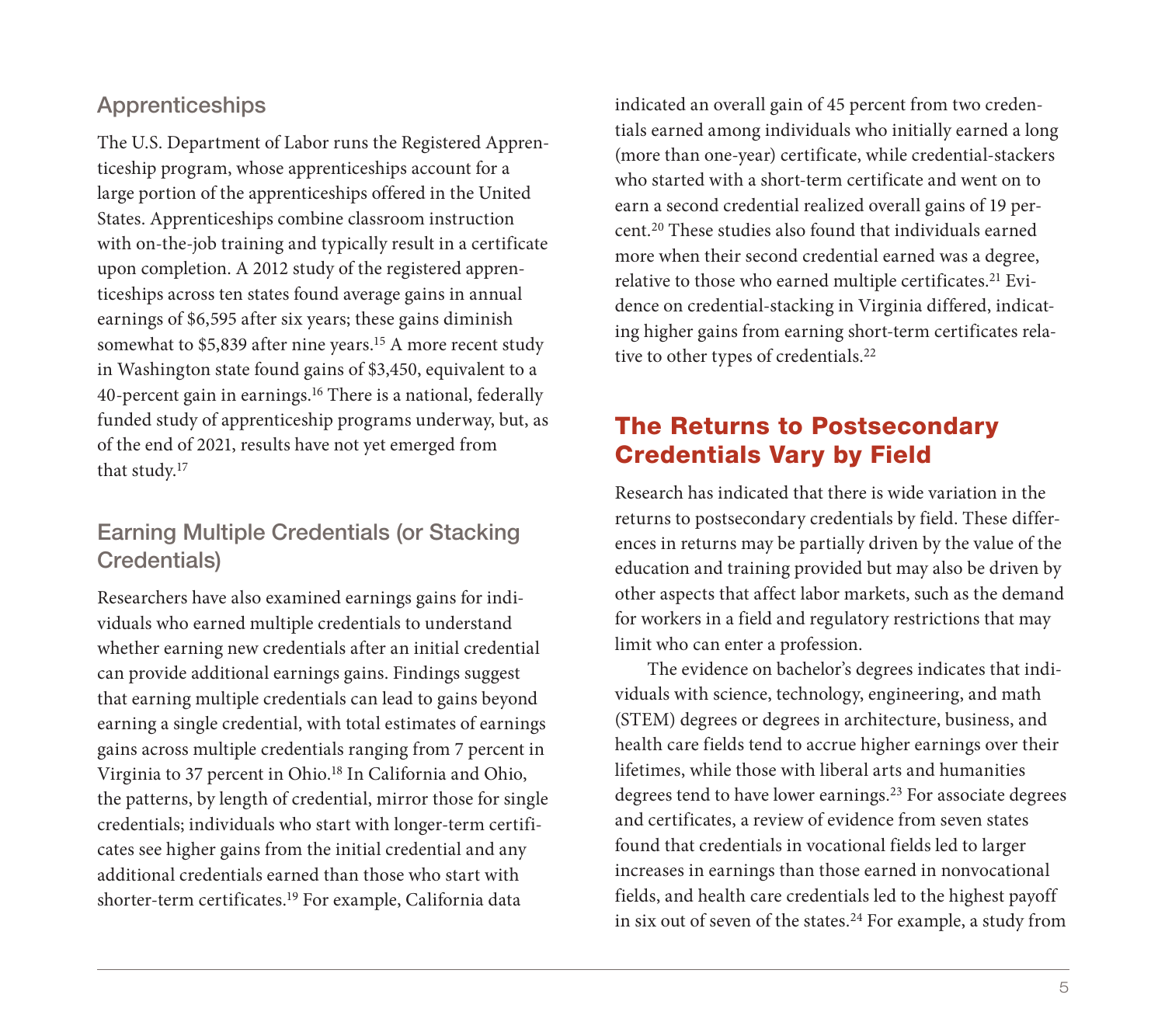### Apprenticeships

The U.S. Department of Labor runs the Registered Apprenticeship program, whose apprenticeships account for a large portion of the apprenticeships offered in the United States. Apprenticeships combine classroom instruction with on-the-job training and typically result in a certificate upon completion. A 2012 study of the registered apprenticeships across ten states found average gains in annual earnings of $6,595 after six years; these gains diminish somewhat to $5,839 after nine years.[15] A more recent study in Washington state found gains of $3,450, equivalent to a 40-percent gain in earnings.[16] There is a national, federally funded study of apprenticeship programs underway, but, as of the end of 2021, results have not yet emerged from that study.[17]

### Earning Multiple Credentials (or Stacking Credentials)

Researchers have also examined earnings gains for individuals who earned multiple credentials to understand whether earning new credentials after an initial credential can provide additional earnings gains. Findings suggest that earning multiple credentials can lead to gains beyond earning a single credential, with total estimates of earnings gains across multiple credentials ranging from 7 percent in Virginia to 37 percent in Ohio.[18] In California and Ohio, the patterns, by length of credential, mirror those for single credentials; individuals who start with longer-term certificates see higher gains from the initial credential and any additional credentials earned than those who start with shorter-term certificates.[19] For example, California data indicated an overall gain of 45 percent from two credentials earned among individuals who initially earned a long (more than one-year) certificate, while credential-stackers who started with a short-term certificate and went on to earn a second credential realized overall gains of 19 percent.[20] These studies also found that individuals earned more when their second credential earned was a degree, relative to those who earned multiple certificates.[21] Evidence on credential-stacking in Virginia differed, indicating higher gains from earning short-term certificates relative to other types of credentials.[22]

## The Returns to Postsecondary Credentials Vary by Field

Research has indicated that there is wide variation in the returns to postsecondary credentials by field. These differences in returns may be partially driven by the value of the education and training provided but may also be driven by other aspects that affect labor markets, such as the demand for workers in a field and regulatory restrictions that may limit who can enter a profession.

The evidence on bachelor's degrees indicates that individuals with science, technology, engineering, and math (STEM) degrees or degrees in architecture, business, and health care fields tend to accrue higher earnings over their lifetimes, while those with liberal arts and humanities degrees tend to have lower earnings.[23] For associate degrees and certificates, a review of evidence from seven states found that credentials in vocational fields led to larger increases in earnings than those earned in nonvocational fields, and health care credentials led to the highest payoff in six out of seven of the states.[24] For example, a study from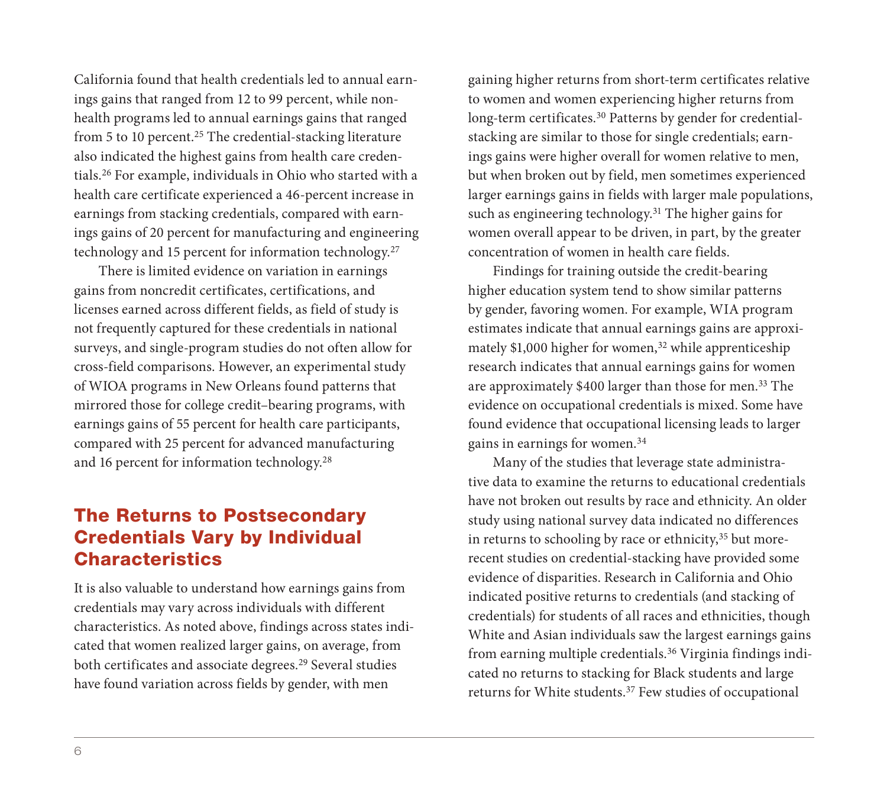California found that health credentials led to annual earnings gains that ranged from 12 to 99 percent, while non-health programs led to annual earnings gains that ranged from 5 to 10 percent.[25] The credential-stacking literature also indicated the highest gains from health care credentials.[26] For example, individuals in Ohio who started with a health care certificate experienced a 46-percent increase in earnings from stacking credentials, compared with earnings gains of 20 percent for manufacturing and engineering technology and 15 percent for information technology.[27]

There is limited evidence on variation in earnings gains from noncredit certificates, certifications, and licenses earned across different fields, as field of study is not frequently captured for these credentials in national surveys, and single-program studies do not often allow for cross-field comparisons. However, an experimental study of WIOA programs in New Orleans found patterns that mirrored those for college credit–bearing programs, with earnings gains of 55 percent for health care participants, compared with 25 percent for advanced manufacturing and 16 percent for information technology.[28]

## The Returns to Postsecondary Credentials Vary by Individual Characteristics

It is also valuable to understand how earnings gains from credentials may vary across individuals with different characteristics. As noted above, findings across states indicated that women realized larger gains, on average, from both certificates and associate degrees.[29] Several studies have found variation across fields by gender, with men gaining higher returns from short-term certificates relative to women and women experiencing higher returns from long-term certificates.[30] Patterns by gender for credential-stacking are similar to those for single credentials; earnings gains were higher overall for women relative to men, but when broken out by field, men sometimes experienced larger earnings gains in fields with larger male populations, such as engineering technology.[31] The higher gains for women overall appear to be driven, in part, by the greater concentration of women in health care fields.

Findings for training outside the credit-bearing higher education system tend to show similar patterns by gender, favoring women. For example, WIA program estimates indicate that annual earnings gains are approximately $1,000 higher for women,[32] while apprenticeship research indicates that annual earnings gains for women are approximately $400 larger than those for men.[33] The evidence on occupational credentials is mixed. Some have found evidence that occupational licensing leads to larger gains in earnings for women.[34]

Many of the studies that leverage state administrative data to examine the returns to educational credentials have not broken out results by race and ethnicity. An older study using national survey data indicated no differences in returns to schooling by race or ethnicity,[35] but more-recent studies on credential-stacking have provided some evidence of disparities. Research in California and Ohio indicated positive returns to credentials (and stacking of credentials) for students of all races and ethnicities, though White and Asian individuals saw the largest earnings gains from earning multiple credentials.[36] Virginia findings indicated no returns to stacking for Black students and large returns for White students.[37] Few studies of occupational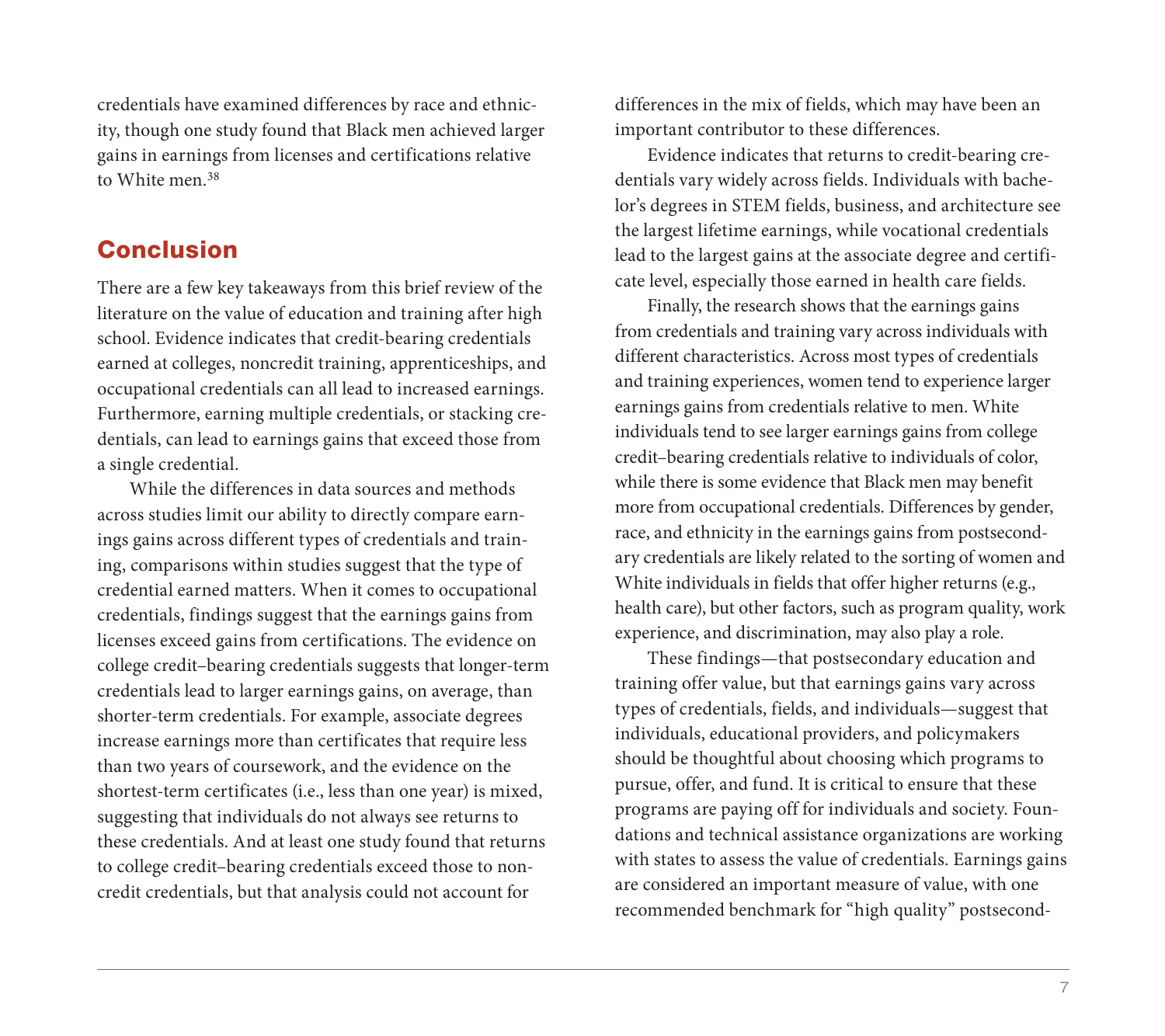credentials have examined differences by race and ethnicity, though one study found that Black men achieved larger gains in earnings from licenses and certifications relative to White men.[38]

## Conclusion

There are a few key takeaways from this brief review of the literature on the value of education and training after high school. Evidence indicates that credit-bearing credentials earned at colleges, noncredit training, apprenticeships, and occupational credentials can all lead to increased earnings. Furthermore, earning multiple credentials, or stacking credentials, can lead to earnings gains that exceed those from a single credential.

While the differences in data sources and methods across studies limit our ability to directly compare earnings gains across different types of credentials and training, comparisons within studies suggest that the type of credential earned matters. When it comes to occupational credentials, findings suggest that the earnings gains from licenses exceed gains from certifications. The evidence on college credit–bearing credentials suggests that longer-term credentials lead to larger earnings gains, on average, than shorter-term credentials. For example, associate degrees increase earnings more than certificates that require less than two years of coursework, and the evidence on the shortest-term certificates (i.e., less than one year) is mixed, suggesting that individuals do not always see returns to these credentials. And at least one study found that returns to college credit–bearing credentials exceed those to noncredit credentials, but that analysis could not account for differences in the mix of fields, which may have been an important contributor to these differences.

Evidence indicates that returns to credit-bearing credentials vary widely across fields. Individuals with bachelor's degrees in STEM fields, business, and architecture see the largest lifetime earnings, while vocational credentials lead to the largest gains at the associate degree and certificate level, especially those earned in health care fields.

Finally, the research shows that the earnings gains from credentials and training vary across individuals with different characteristics. Across most types of credentials and training experiences, women tend to experience larger earnings gains from credentials relative to men. White individuals tend to see larger earnings gains from college credit–bearing credentials relative to individuals of color, while there is some evidence that Black men may benefit more from occupational credentials. Differences by gender, race, and ethnicity in the earnings gains from postsecondary credentials are likely related to the sorting of women and White individuals in fields that offer higher returns (e.g., health care), but other factors, such as program quality, work experience, and discrimination, may also play a role.

These findings—that postsecondary education and training offer value, but that earnings gains vary across types of credentials, fields, and individuals—suggest that individuals, educational providers, and policymakers should be thoughtful about choosing which programs to pursue, offer, and fund. It is critical to ensure that these programs are paying off for individuals and society. Foundations and technical assistance organizations are working with states to assess the value of credentials. Earnings gains are considered an important measure of value, with one recommended benchmark for "high quality" postsecond-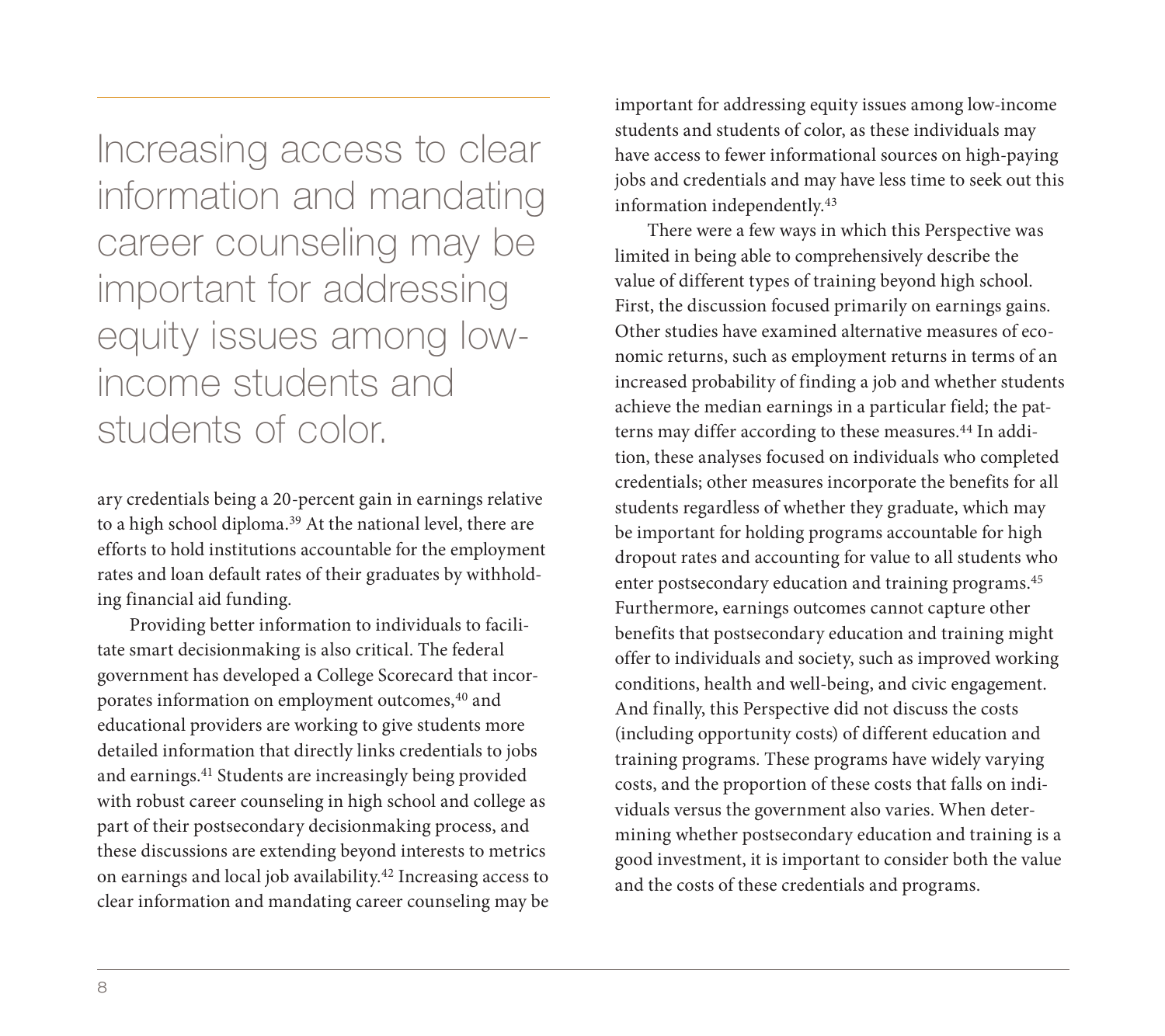> Increasing access to clear information and mandating career counseling may be important for addressing equity issues among low-income students and students of color.

ary credentials being a 20-percent gain in earnings relative to a high school diploma.[39] At the national level, there are efforts to hold institutions accountable for the employment rates and loan default rates of their graduates by withholding financial aid funding.

Providing better information to individuals to facilitate smart decisionmaking is also critical. The federal government has developed a College Scorecard that incorporates information on employment outcomes,[40] and educational providers are working to give students more detailed information that directly links credentials to jobs and earnings.[41] Students are increasingly being provided with robust career counseling in high school and college as part of their postsecondary decisionmaking process, and these discussions are extending beyond interests to metrics on earnings and local job availability.[42] Increasing access to clear information and mandating career counseling may be important for addressing equity issues among low-income students and students of color, as these individuals may have access to fewer informational sources on high-paying jobs and credentials and may have less time to seek out this information independently.[43]

There were a few ways in which this Perspective was limited in being able to comprehensively describe the value of different types of training beyond high school. First, the discussion focused primarily on earnings gains. Other studies have examined alternative measures of economic returns, such as employment returns in terms of an increased probability of finding a job and whether students achieve the median earnings in a particular field; the patterns may differ according to these measures.[44] In addition, these analyses focused on individuals who completed credentials; other measures incorporate the benefits for all students regardless of whether they graduate, which may be important for holding programs accountable for high dropout rates and accounting for value to all students who enter postsecondary education and training programs.[45] Furthermore, earnings outcomes cannot capture other benefits that postsecondary education and training might offer to individuals and society, such as improved working conditions, health and well-being, and civic engagement. And finally, this Perspective did not discuss the costs (including opportunity costs) of different education and training programs. These programs have widely varying costs, and the proportion of these costs that falls on individuals versus the government also varies. When determining whether postsecondary education and training is a good investment, it is important to consider both the value and the costs of these credentials and programs.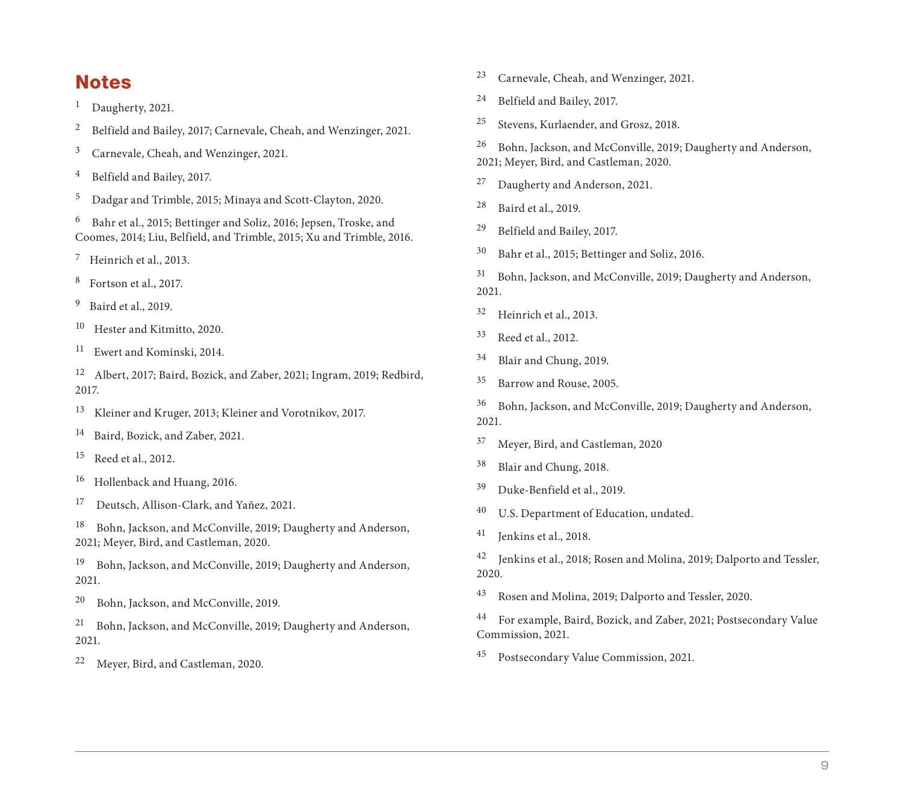# Notes

1. Daugherty, 2021.
2. Belfield and Bailey, 2017; Carnevale, Cheah, and Wenzinger, 2021.
3. Carnevale, Cheah, and Wenzinger, 2021.
4. Belfield and Bailey, 2017.
5. Dadgar and Trimble, 2015; Minaya and Scott-Clayton, 2020.
6. Bahr et al., 2015; Bettinger and Soliz, 2016; Jepsen, Troske, and Coomes, 2014; Liu, Belfield, and Trimble, 2015; Xu and Trimble, 2016.
7. Heinrich et al., 2013.
8. Fortson et al., 2017.
9. Baird et al., 2019.
10. Hester and Kitmitto, 2020.
11. Ewert and Kominski, 2014.
12. Albert, 2017; Baird, Bozick, and Zaber, 2021; Ingram, 2019; Redbird, 2017.
13. Kleiner and Kruger, 2013; Kleiner and Vorotnikov, 2017.
14. Baird, Bozick, and Zaber, 2021.
15. Reed et al., 2012.
16. Hollenback and Huang, 2016.
17. Deutsch, Allison-Clark, and Yañez, 2021.
18. Bohn, Jackson, and McConville, 2019; Daugherty and Anderson, 2021; Meyer, Bird, and Castleman, 2020.
19. Bohn, Jackson, and McConville, 2019; Daugherty and Anderson, 2021.
20. Bohn, Jackson, and McConville, 2019.
21. Bohn, Jackson, and McConville, 2019; Daugherty and Anderson, 2021.
22. Meyer, Bird, and Castleman, 2020.
23. Carnevale, Cheah, and Wenzinger, 2021.
24. Belfield and Bailey, 2017.
25. Stevens, Kurlaender, and Grosz, 2018.
26. Bohn, Jackson, and McConville, 2019; Daugherty and Anderson, 2021; Meyer, Bird, and Castleman, 2020.
27. Daugherty and Anderson, 2021.
28. Baird et al., 2019.
29. Belfield and Bailey, 2017.
30. Bahr et al., 2015; Bettinger and Soliz, 2016.
31. Bohn, Jackson, and McConville, 2019; Daugherty and Anderson, 2021.
32. Heinrich et al., 2013.
33. Reed et al., 2012.
34. Blair and Chung, 2019.
35. Barrow and Rouse, 2005.
36. Bohn, Jackson, and McConville, 2019; Daugherty and Anderson, 2021.
37. Meyer, Bird, and Castleman, 2020
38. Blair and Chung, 2018.
39. Duke-Benfield et al., 2019.
40. U.S. Department of Education, undated.
41. Jenkins et al., 2018.
42. Jenkins et al., 2018; Rosen and Molina, 2019; Dalporto and Tessler, 2020.
43. Rosen and Molina, 2019; Dalporto and Tessler, 2020.
44. For example, Baird, Bozick, and Zaber, 2021; Postsecondary Value Commission, 2021.
45. Postsecondary Value Commission, 2021.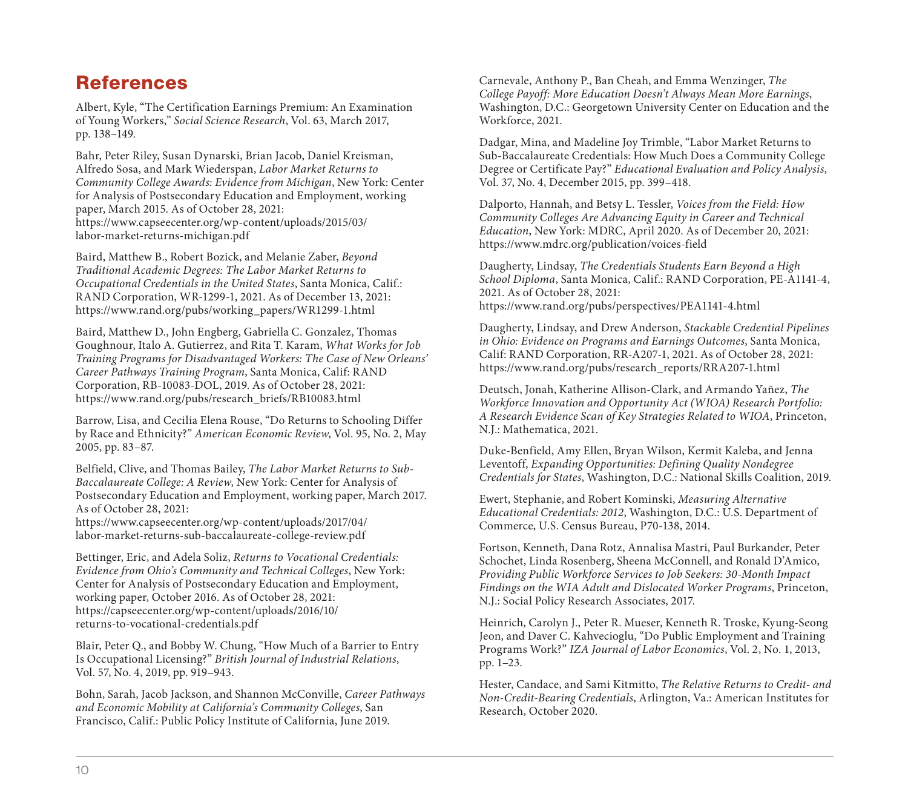# References

Albert, Kyle, "The Certification Earnings Premium: An Examination of Young Workers," *Social Science Research*, Vol. 63, March 2017, pp. 138–149.

Bahr, Peter Riley, Susan Dynarski, Brian Jacob, Daniel Kreisman, Alfredo Sosa, and Mark Wiederspan, *Labor Market Returns to Community College Awards: Evidence from Michigan*, New York: Center for Analysis of Postsecondary Education and Employment, working paper, March 2015. As of October 28, 2021: https://www.capseecenter.org/wp-content/uploads/2015/03/labor-market-returns-michigan.pdf

Baird, Matthew B., Robert Bozick, and Melanie Zaber, *Beyond Traditional Academic Degrees: The Labor Market Returns to Occupational Credentials in the United States*, Santa Monica, Calif.: RAND Corporation, WR-1299-1, 2021. As of December 13, 2021: https://www.rand.org/pubs/working_papers/WR1299-1.html

Baird, Matthew D., John Engberg, Gabriella C. Gonzalez, Thomas Goughnour, Italo A. Gutierrez, and Rita T. Karam, *What Works for Job Training Programs for Disadvantaged Workers: The Case of New Orleans' Career Pathways Training Program*, Santa Monica, Calif: RAND Corporation, RB-10083-DOL, 2019. As of October 28, 2021: https://www.rand.org/pubs/research_briefs/RB10083.html

Barrow, Lisa, and Cecilia Elena Rouse, "Do Returns to Schooling Differ by Race and Ethnicity?" *American Economic Review*, Vol. 95, No. 2, May 2005, pp. 83–87.

Belfield, Clive, and Thomas Bailey, *The Labor Market Returns to Sub-Baccalaureate College: A Review*, New York: Center for Analysis of Postsecondary Education and Employment, working paper, March 2017. As of October 28, 2021: https://www.capseecenter.org/wp-content/uploads/2017/04/labor-market-returns-sub-baccalaureate-college-review.pdf

Bettinger, Eric, and Adela Soliz, *Returns to Vocational Credentials: Evidence from Ohio's Community and Technical Colleges*, New York: Center for Analysis of Postsecondary Education and Employment, working paper, October 2016. As of October 28, 2021: https://capseecenter.org/wp-content/uploads/2016/10/returns-to-vocational-credentials.pdf

Blair, Peter Q., and Bobby W. Chung, "How Much of a Barrier to Entry Is Occupational Licensing?" *British Journal of Industrial Relations*, Vol. 57, No. 4, 2019, pp. 919–943.

Bohn, Sarah, Jacob Jackson, and Shannon McConville, *Career Pathways and Economic Mobility at California's Community Colleges*, San Francisco, Calif.: Public Policy Institute of California, June 2019.

Carnevale, Anthony P., Ban Cheah, and Emma Wenzinger, *The College Payoff: More Education Doesn't Always Mean More Earnings*, Washington, D.C.: Georgetown University Center on Education and the Workforce, 2021.

Dadgar, Mina, and Madeline Joy Trimble, "Labor Market Returns to Sub-Baccalaureate Credentials: How Much Does a Community College Degree or Certificate Pay?" *Educational Evaluation and Policy Analysis*, Vol. 37, No. 4, December 2015, pp. 399–418.

Dalporto, Hannah, and Betsy L. Tessler, *Voices from the Field: How Community Colleges Are Advancing Equity in Career and Technical Education*, New York: MDRC, April 2020. As of December 20, 2021: https://www.mdrc.org/publication/voices-field

Daugherty, Lindsay, *The Credentials Students Earn Beyond a High School Diploma*, Santa Monica, Calif.: RAND Corporation, PE-A1141-4, 2021. As of October 28, 2021: https://www.rand.org/pubs/perspectives/PEA1141-4.html

Daugherty, Lindsay, and Drew Anderson, *Stackable Credential Pipelines in Ohio: Evidence on Programs and Earnings Outcomes*, Santa Monica, Calif: RAND Corporation, RR-A207-1, 2021. As of October 28, 2021: https://www.rand.org/pubs/research_reports/RRA207-1.html

Deutsch, Jonah, Katherine Allison-Clark, and Armando Yañez, *The Workforce Innovation and Opportunity Act (WIOA) Research Portfolio: A Research Evidence Scan of Key Strategies Related to WIOA*, Princeton, N.J.: Mathematica, 2021.

Duke-Benfield, Amy Ellen, Bryan Wilson, Kermit Kaleba, and Jenna Leventoff, *Expanding Opportunities: Defining Quality Nondegree Credentials for States*, Washington, D.C.: National Skills Coalition, 2019.

Ewert, Stephanie, and Robert Kominski, *Measuring Alternative Educational Credentials: 2012*, Washington, D.C.: U.S. Department of Commerce, U.S. Census Bureau, P70-138, 2014.

Fortson, Kenneth, Dana Rotz, Annalisa Mastri, Paul Burkander, Peter Schochet, Linda Rosenberg, Sheena McConnell, and Ronald D'Amico, *Providing Public Workforce Services to Job Seekers: 30-Month Impact Findings on the WIA Adult and Dislocated Worker Programs*, Princeton, N.J.: Social Policy Research Associates, 2017.

Heinrich, Carolyn J., Peter R. Mueser, Kenneth R. Troske, Kyung-Seong Jeon, and Daver C. Kahvecioglu, "Do Public Employment and Training Programs Work?" *IZA Journal of Labor Economics*, Vol. 2, No. 1, 2013, pp. 1–23.

Hester, Candace, and Sami Kitmitto, *The Relative Returns to Credit- and Non-Credit-Bearing Credentials*, Arlington, Va.: American Institutes for Research, October 2020.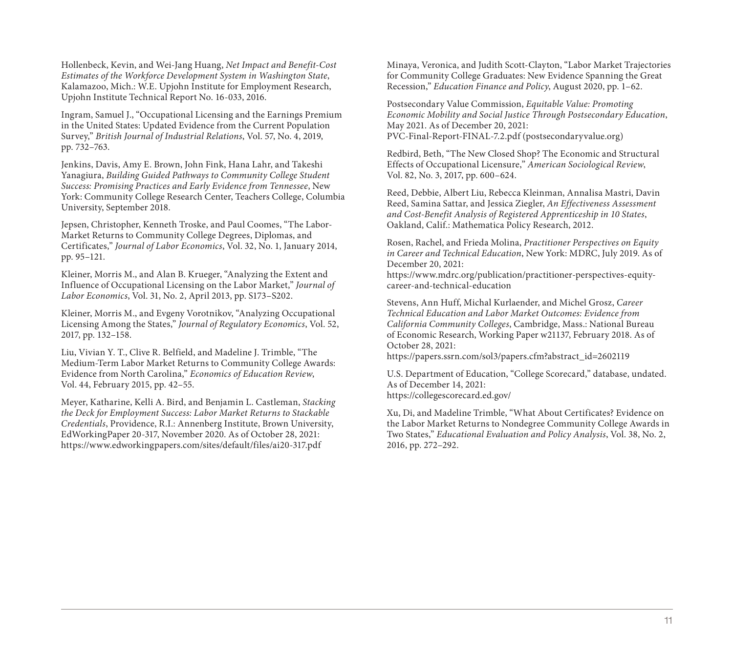Hollenbeck, Kevin, and Wei-Jang Huang, *Net Impact and Benefit-Cost Estimates of the Workforce Development System in Washington State*, Kalamazoo, Mich.: W.E. Upjohn Institute for Employment Research, Upjohn Institute Technical Report No. 16-033, 2016.

Ingram, Samuel J., "Occupational Licensing and the Earnings Premium in the United States: Updated Evidence from the Current Population Survey," *British Journal of Industrial Relations*, Vol. 57, No. 4, 2019, pp. 732–763.

Jenkins, Davis, Amy E. Brown, John Fink, Hana Lahr, and Takeshi Yanagiura, *Building Guided Pathways to Community College Student Success: Promising Practices and Early Evidence from Tennessee*, New York: Community College Research Center, Teachers College, Columbia University, September 2018.

Jepsen, Christopher, Kenneth Troske, and Paul Coomes, "The Labor-Market Returns to Community College Degrees, Diplomas, and Certificates," *Journal of Labor Economics*, Vol. 32, No. 1, January 2014, pp. 95–121.

Kleiner, Morris M., and Alan B. Krueger, "Analyzing the Extent and Influence of Occupational Licensing on the Labor Market," *Journal of Labor Economics*, Vol. 31, No. 2, April 2013, pp. S173–S202.

Kleiner, Morris M., and Evgeny Vorotnikov, "Analyzing Occupational Licensing Among the States," *Journal of Regulatory Economics*, Vol. 52, 2017, pp. 132–158.

Liu, Vivian Y. T., Clive R. Belfield, and Madeline J. Trimble, "The Medium-Term Labor Market Returns to Community College Awards: Evidence from North Carolina," *Economics of Education Review*, Vol. 44, February 2015, pp. 42–55.

Meyer, Katharine, Kelli A. Bird, and Benjamin L. Castleman, *Stacking the Deck for Employment Success: Labor Market Returns to Stackable Credentials*, Providence, R.I.: Annenberg Institute, Brown University, EdWorkingPaper 20-317, November 2020. As of October 28, 2021: https://www.edworkingpapers.com/sites/default/files/ai20-317.pdf

Minaya, Veronica, and Judith Scott-Clayton, "Labor Market Trajectories for Community College Graduates: New Evidence Spanning the Great Recession," *Education Finance and Policy*, August 2020, pp. 1–62.

Postsecondary Value Commission, *Equitable Value: Promoting Economic Mobility and Social Justice Through Postsecondary Education*, May 2021. As of December 20, 2021: PVC-Final-Report-FINAL-7.2.pdf (postsecondaryvalue.org)

Redbird, Beth, "The New Closed Shop? The Economic and Structural Effects of Occupational Licensure," *American Sociological Review*, Vol. 82, No. 3, 2017, pp. 600–624.

Reed, Debbie, Albert Liu, Rebecca Kleinman, Annalisa Mastri, Davin Reed, Samina Sattar, and Jessica Ziegler, *An Effectiveness Assessment and Cost-Benefit Analysis of Registered Apprenticeship in 10 States*, Oakland, Calif.: Mathematica Policy Research, 2012.

Rosen, Rachel, and Frieda Molina, *Practitioner Perspectives on Equity in Career and Technical Education*, New York: MDRC, July 2019. As of December 20, 2021: https://www.mdrc.org/publication/practitioner-perspectives-equity-career-and-technical-education

Stevens, Ann Huff, Michal Kurlaender, and Michel Grosz, *Career Technical Education and Labor Market Outcomes: Evidence from California Community Colleges*, Cambridge, Mass.: National Bureau of Economic Research, Working Paper w21137, February 2018. As of October 28, 2021: https://papers.ssrn.com/sol3/papers.cfm?abstract_id=2602119

U.S. Department of Education, "College Scorecard," database, undated. As of December 14, 2021: https://collegescorecard.ed.gov/

Xu, Di, and Madeline Trimble, "What About Certificates? Evidence on the Labor Market Returns to Nondegree Community College Awards in Two States," *Educational Evaluation and Policy Analysis*, Vol. 38, No. 2, 2016, pp. 272–292.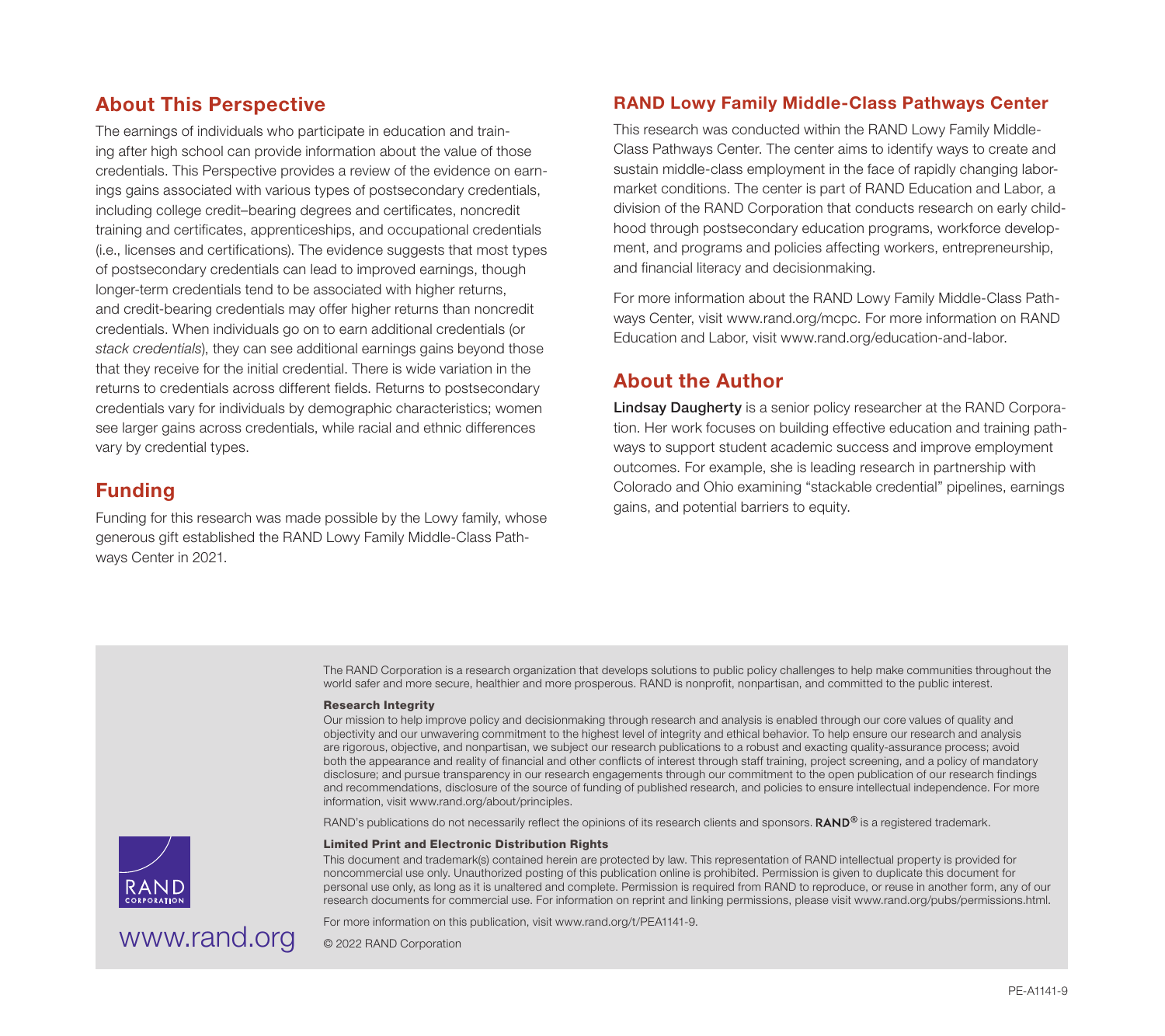## About This Perspective

The earnings of individuals who participate in education and training after high school can provide information about the value of those credentials. This Perspective provides a review of the evidence on earnings gains associated with various types of postsecondary credentials, including college credit–bearing degrees and certificates, noncredit training and certificates, apprenticeships, and occupational credentials (i.e., licenses and certifications). The evidence suggests that most types of postsecondary credentials can lead to improved earnings, though longer-term credentials tend to be associated with higher returns, and credit-bearing credentials may offer higher returns than noncredit credentials. When individuals go on to earn additional credentials (or *stack credentials*), they can see additional earnings gains beyond those that they receive for the initial credential. There is wide variation in the returns to credentials across different fields. Returns to postsecondary credentials vary for individuals by demographic characteristics; women see larger gains across credentials, while racial and ethnic differences vary by credential types.

## Funding

Funding for this research was made possible by the Lowy family, whose generous gift established the RAND Lowy Family Middle-Class Pathways Center in 2021.

### RAND Lowy Family Middle-Class Pathways Center

This research was conducted within the RAND Lowy Family Middle-Class Pathways Center. The center aims to identify ways to create and sustain middle-class employment in the face of rapidly changing labor-market conditions. The center is part of RAND Education and Labor, a division of the RAND Corporation that conducts research on early childhood through postsecondary education programs, workforce development, and programs and policies affecting workers, entrepreneurship, and financial literacy and decisionmaking.

For more information about the RAND Lowy Family Middle-Class Pathways Center, visit www.rand.org/mcpc. For more information on RAND Education and Labor, visit www.rand.org/education-and-labor.

## About the Author

**Lindsay Daugherty** is a senior policy researcher at the RAND Corporation. Her work focuses on building effective education and training pathways to support student academic success and improve employment outcomes. For example, she is leading research in partnership with Colorado and Ohio examining "stackable credential" pipelines, earnings gains, and potential barriers to equity.

---

The RAND Corporation is a research organization that develops solutions to public policy challenges to help make communities throughout the world safer and more secure, healthier and more prosperous. RAND is nonprofit, nonpartisan, and committed to the public interest.

**Research Integrity**

Our mission to help improve policy and decisionmaking through research and analysis is enabled through our core values of quality and objectivity and our unwavering commitment to the highest level of integrity and ethical behavior. To help ensure our research and analysis are rigorous, objective, and nonpartisan, we subject our research publications to a robust and exacting quality-assurance process; avoid both the appearance and reality of financial and other conflicts of interest through staff training, project screening, and a policy of mandatory disclosure; and pursue transparency in our research engagements through our commitment to the open publication of our research findings and recommendations, disclosure of the source of funding of published research, and policies to ensure intellectual independence. For more information, visit www.rand.org/about/principles.

RAND's publications do not necessarily reflect the opinions of its research clients and sponsors. RAND® is a registered trademark.

**Limited Print and Electronic Distribution Rights**

This document and trademark(s) contained herein are protected by law. This representation of RAND intellectual property is provided for noncommercial use only. Unauthorized posting of this publication online is prohibited. Permission is given to duplicate this document for personal use only, as long as it is unaltered and complete. Permission is required from RAND to reproduce, or reuse in another form, any of our research documents for commercial use. For information on reprint and linking permissions, please visit www.rand.org/pubs/permissions.html.

For more information on this publication, visit www.rand.org/t/PEA1141-9.

© 2022 RAND Corporation

RAND CORPORATION

www.rand.org

PE-A1141-9